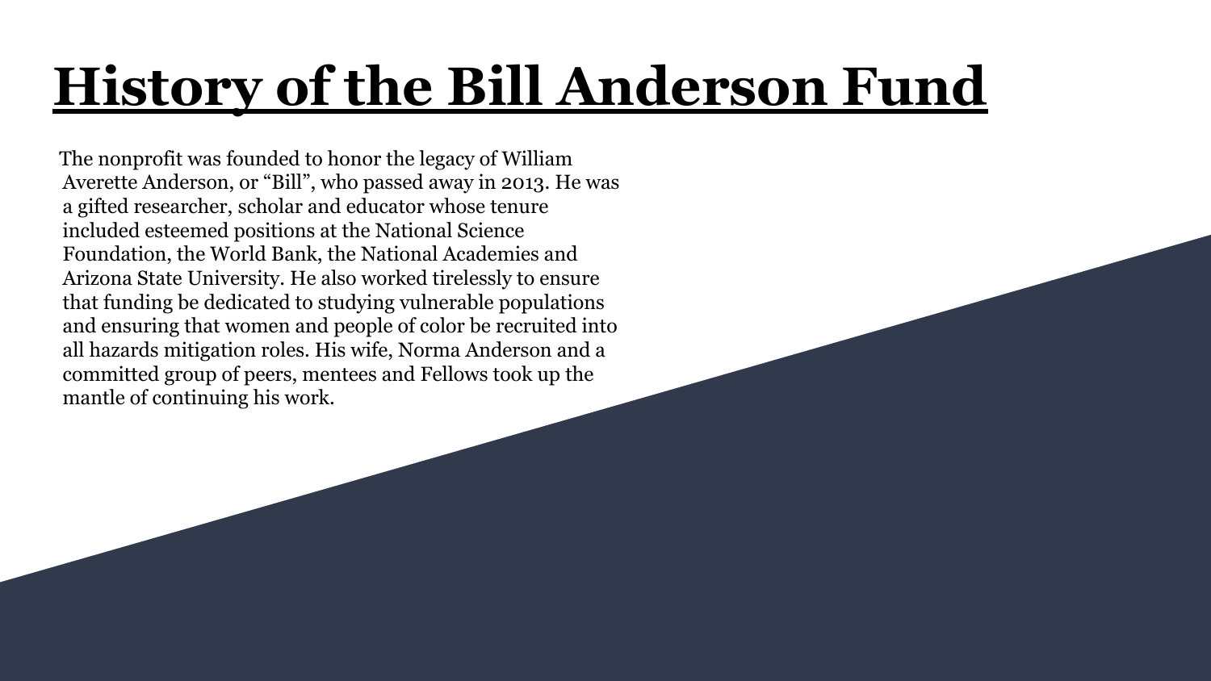# History of the Bill Anderson Fund

The nonprofit was founded to honor the legacy of William Averette Anderson, or "Bill", who passed away in 2013. He was a gifted researcher, scholar and educator whose tenure included esteemed positions at the National Science Foundation, the World Bank, the National Academies and Arizona State University. He also worked tirelessly to ensure that funding be dedicated to studying vulnerable populations and ensuring that women and people of color be recruited into all hazards mitigation roles. His wife, Norma Anderson and a committed group of peers, mentees and Fellows took up the mantle of continuing his work.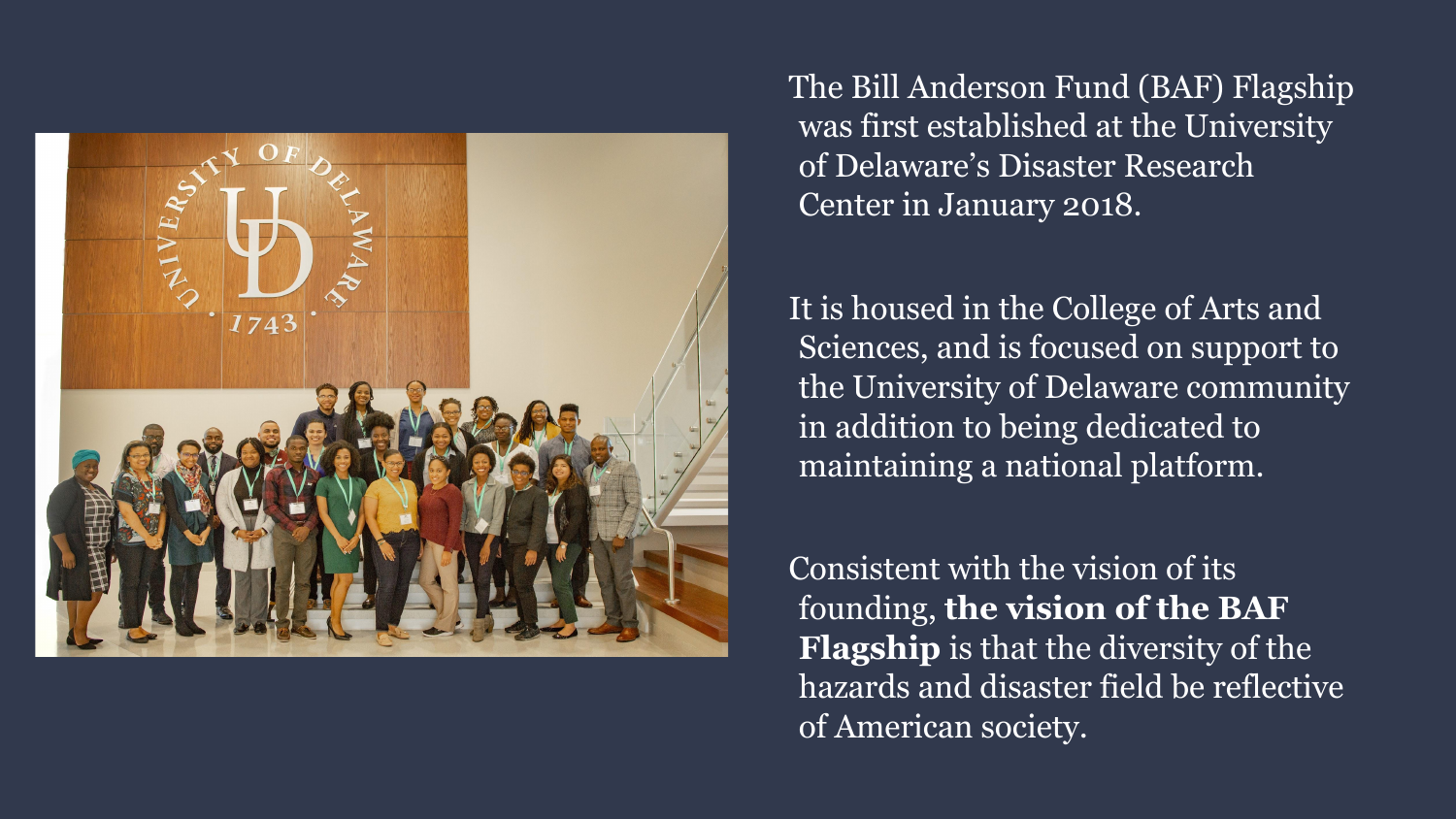The Bill Anderson Fund (BAF) Flagship was first established at the University of Delaware's Disaster Research Center in January 2018.

It is housed in the College of Arts and Sciences, and is focused on support to the University of Delaware community in addition to being dedicated to maintaining a national platform.

Consistent with the vision of its founding, **the vision of the BAF Flagship** is that the diversity of the hazards and disaster field be reflective of American society.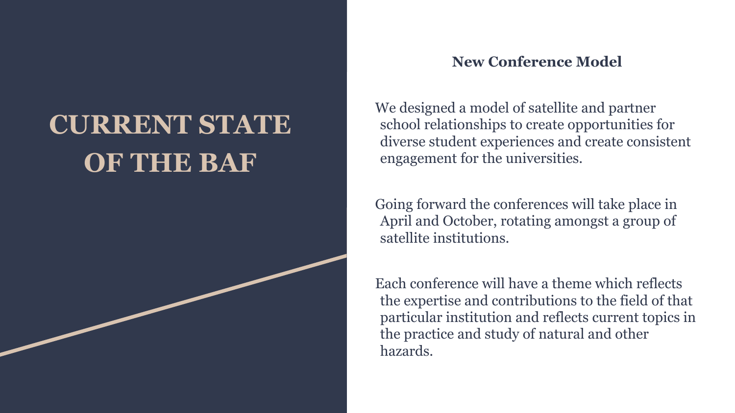# CURRENT STATE OF THE BAF

## New Conference Model

We designed a model of satellite and partner school relationships to create opportunities for diverse student experiences and create consistent engagement for the universities.

Going forward the conferences will take place in April and October, rotating amongst a group of satellite institutions.

Each conference will have a theme which reflects the expertise and contributions to the field of that particular institution and reflects current topics in the practice and study of natural and other hazards.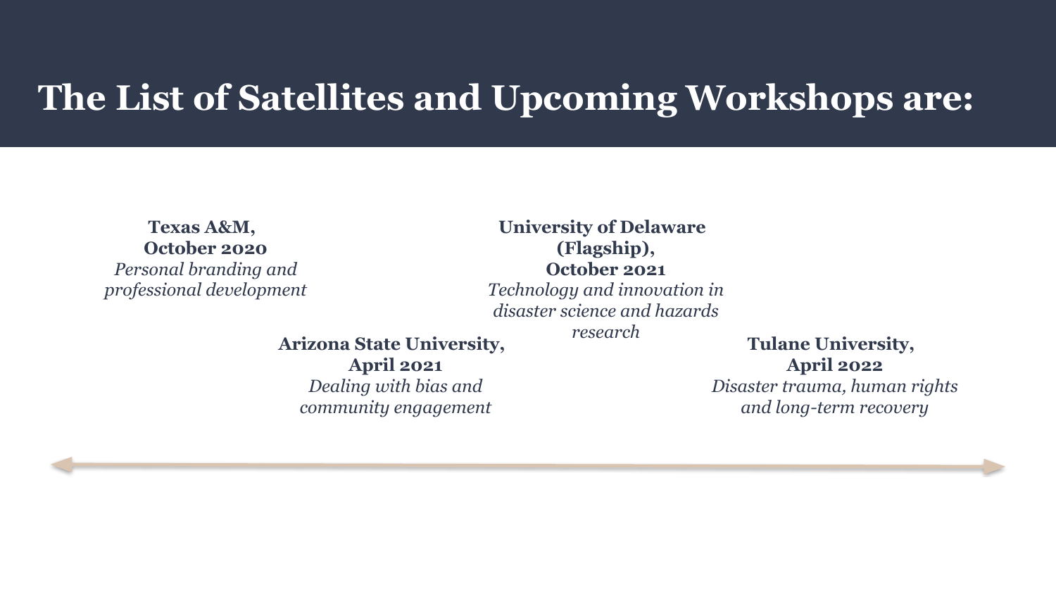# The List of Satellites and Upcoming Workshops are:

**Texas A&M, October 2020**
*Personal branding and professional development*

**Arizona State University, April 2021**
*Dealing with bias and community engagement*

**University of Delaware (Flagship), October 2021**
*Technology and innovation in disaster science and hazards research*

**Tulane University, April 2022**
*Disaster trauma, human rights and long-term recovery*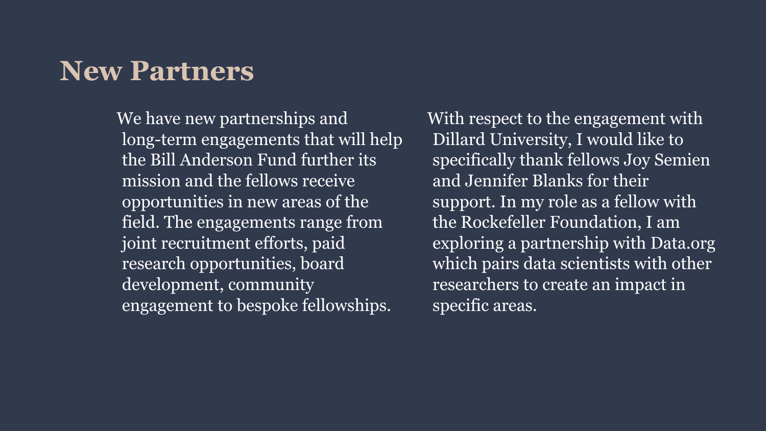# New Partners

We have new partnerships and long-term engagements that will help the Bill Anderson Fund further its mission and the fellows receive opportunities in new areas of the field. The engagements range from joint recruitment efforts, paid research opportunities, board development, community engagement to bespoke fellowships.

With respect to the engagement with Dillard University, I would like to specifically thank fellows Joy Semien and Jennifer Blanks for their support. In my role as a fellow with the Rockefeller Foundation, I am exploring a partnership with Data.org which pairs data scientists with other researchers to create an impact in specific areas.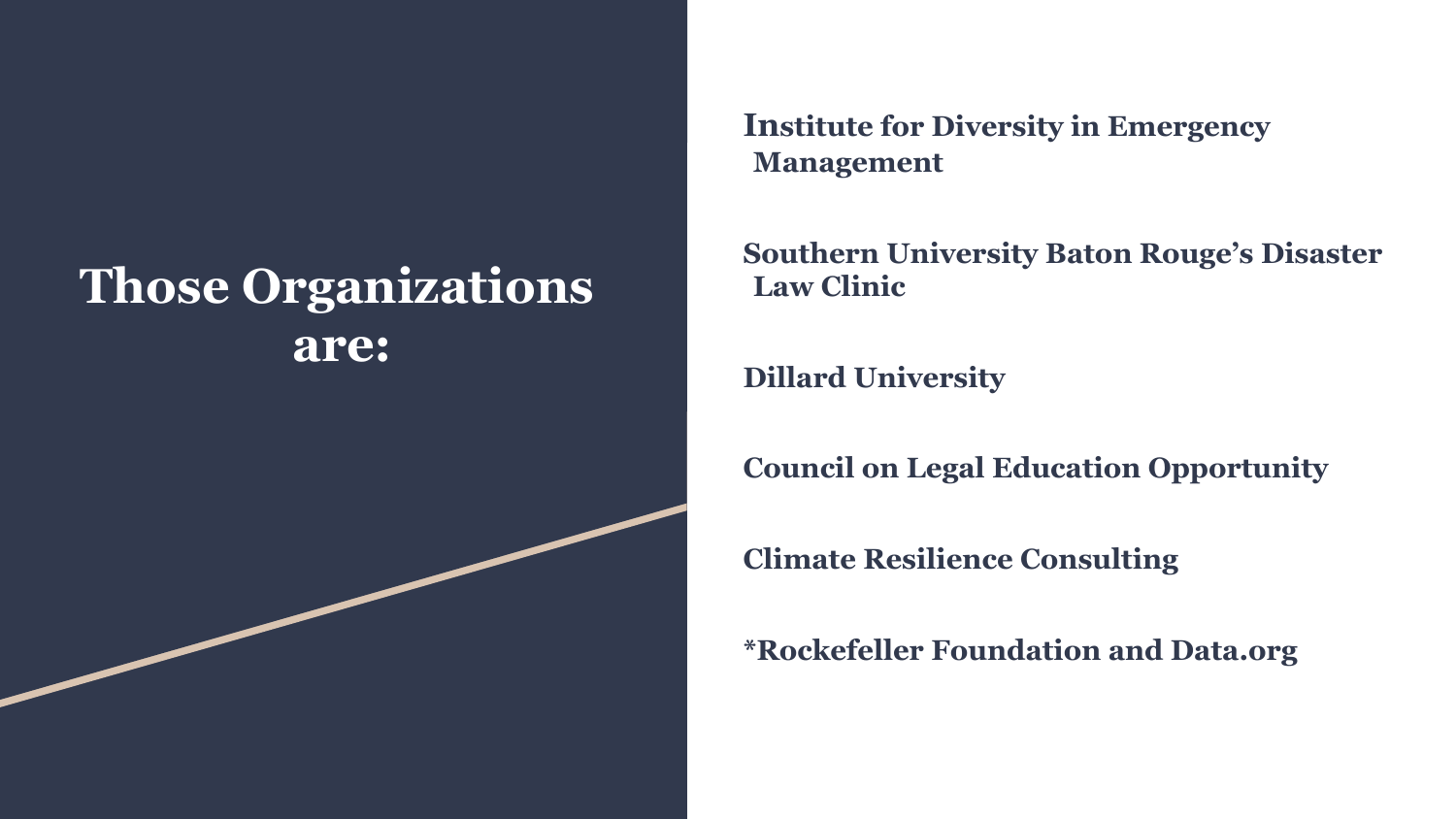# Those Organizations are:

**Institute for Diversity in Emergency Management**

**Southern University Baton Rouge's Disaster Law Clinic**

**Dillard University**

**Council on Legal Education Opportunity**

**Climate Resilience Consulting**

**\*Rockefeller Foundation and Data.org**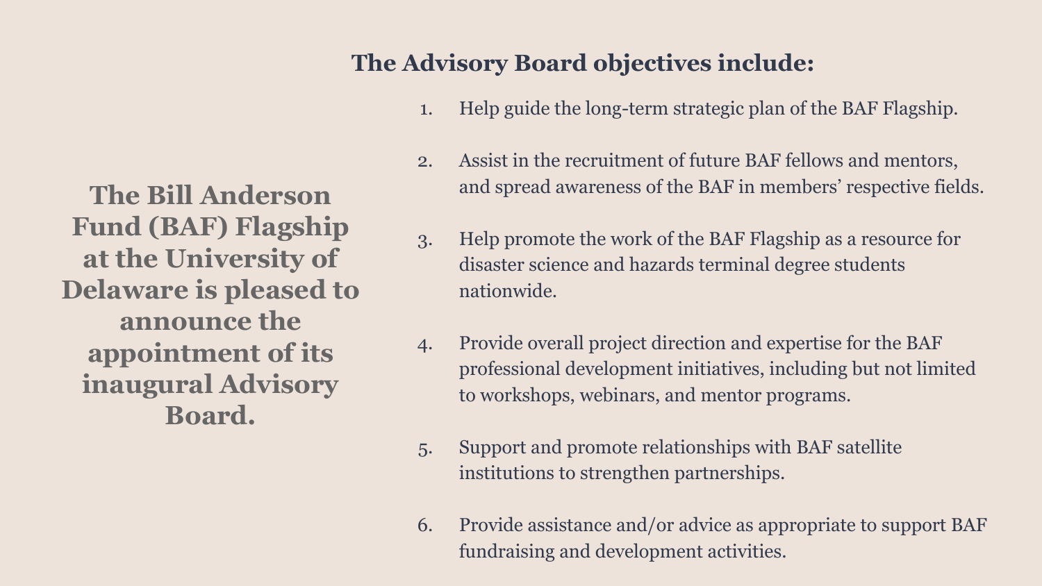**The Bill Anderson Fund (BAF) Flagship at the University of Delaware is pleased to announce the appointment of its inaugural Advisory Board.**

## The Advisory Board objectives include:

1. Help guide the long-term strategic plan of the BAF Flagship.
2. Assist in the recruitment of future BAF fellows and mentors, and spread awareness of the BAF in members' respective fields.
3. Help promote the work of the BAF Flagship as a resource for disaster science and hazards terminal degree students nationwide.
4. Provide overall project direction and expertise for the BAF professional development initiatives, including but not limited to workshops, webinars, and mentor programs.
5. Support and promote relationships with BAF satellite institutions to strengthen partnerships.
6. Provide assistance and/or advice as appropriate to support BAF fundraising and development activities.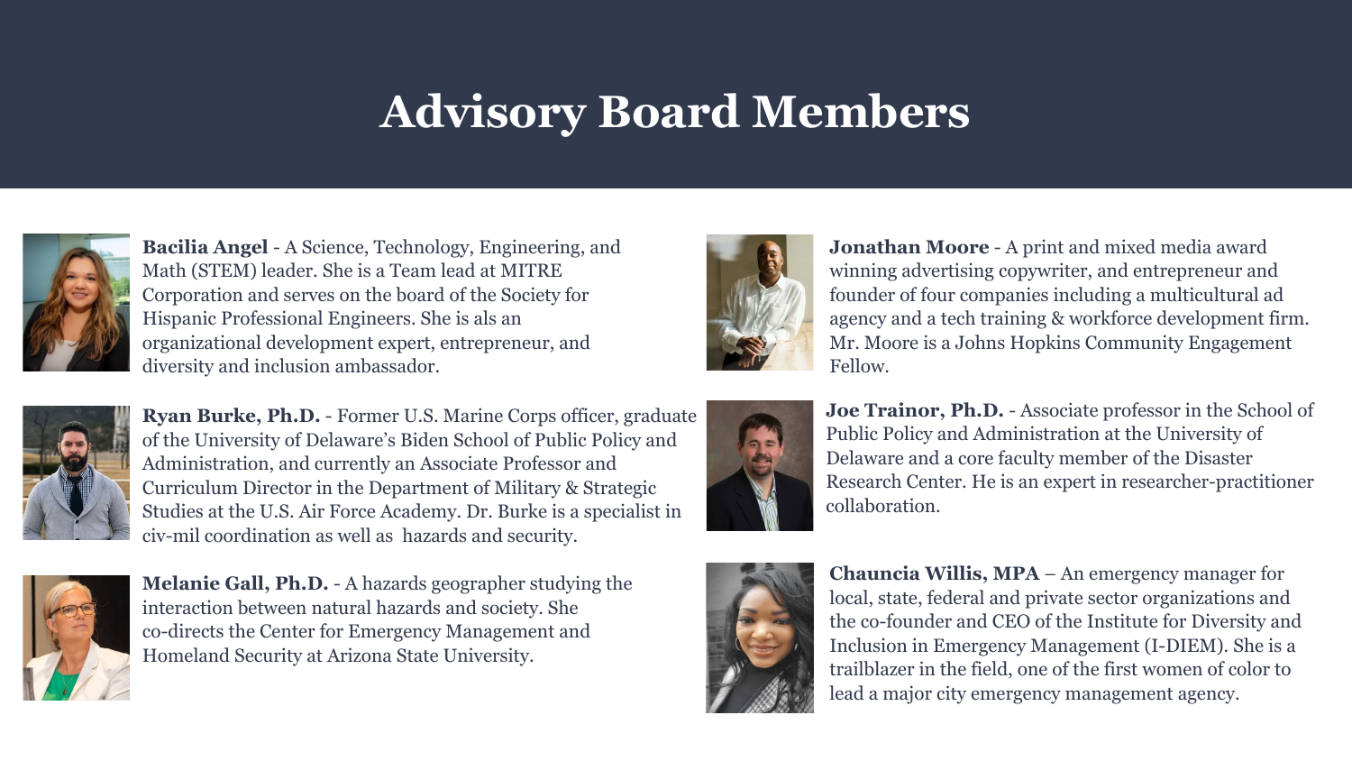# Advisory Board Members

**Bacilia Angel** - A Science, Technology, Engineering, and Math (STEM) leader. She is a Team lead at MITRE Corporation and serves on the board of the Society for Hispanic Professional Engineers. She is als an organizational development expert, entrepreneur, and diversity and inclusion ambassador.

**Ryan Burke, Ph.D.** - Former U.S. Marine Corps officer, graduate of the University of Delaware's Biden School of Public Policy and Administration, and currently an Associate Professor and Curriculum Director in the Department of Military & Strategic Studies at the U.S. Air Force Academy. Dr. Burke is a specialist in civ-mil coordination as well as hazards and security.

**Melanie Gall, Ph.D.** - A hazards geographer studying the interaction between natural hazards and society. She co-directs the Center for Emergency Management and Homeland Security at Arizona State University.

**Jonathan Moore** - A print and mixed media award winning advertising copywriter, and entrepreneur and founder of four companies including a multicultural ad agency and a tech training & workforce development firm. Mr. Moore is a Johns Hopkins Community Engagement Fellow.

**Joe Trainor, Ph.D.** - Associate professor in the School of Public Policy and Administration at the University of Delaware and a core faculty member of the Disaster Research Center. He is an expert in researcher-practitioner collaboration.

**Chauncia Willis, MPA** – An emergency manager for local, state, federal and private sector organizations and the co-founder and CEO of the Institute for Diversity and Inclusion in Emergency Management (I-DIEM). She is a trailblazer in the field, one of the first women of color to lead a major city emergency management agency.